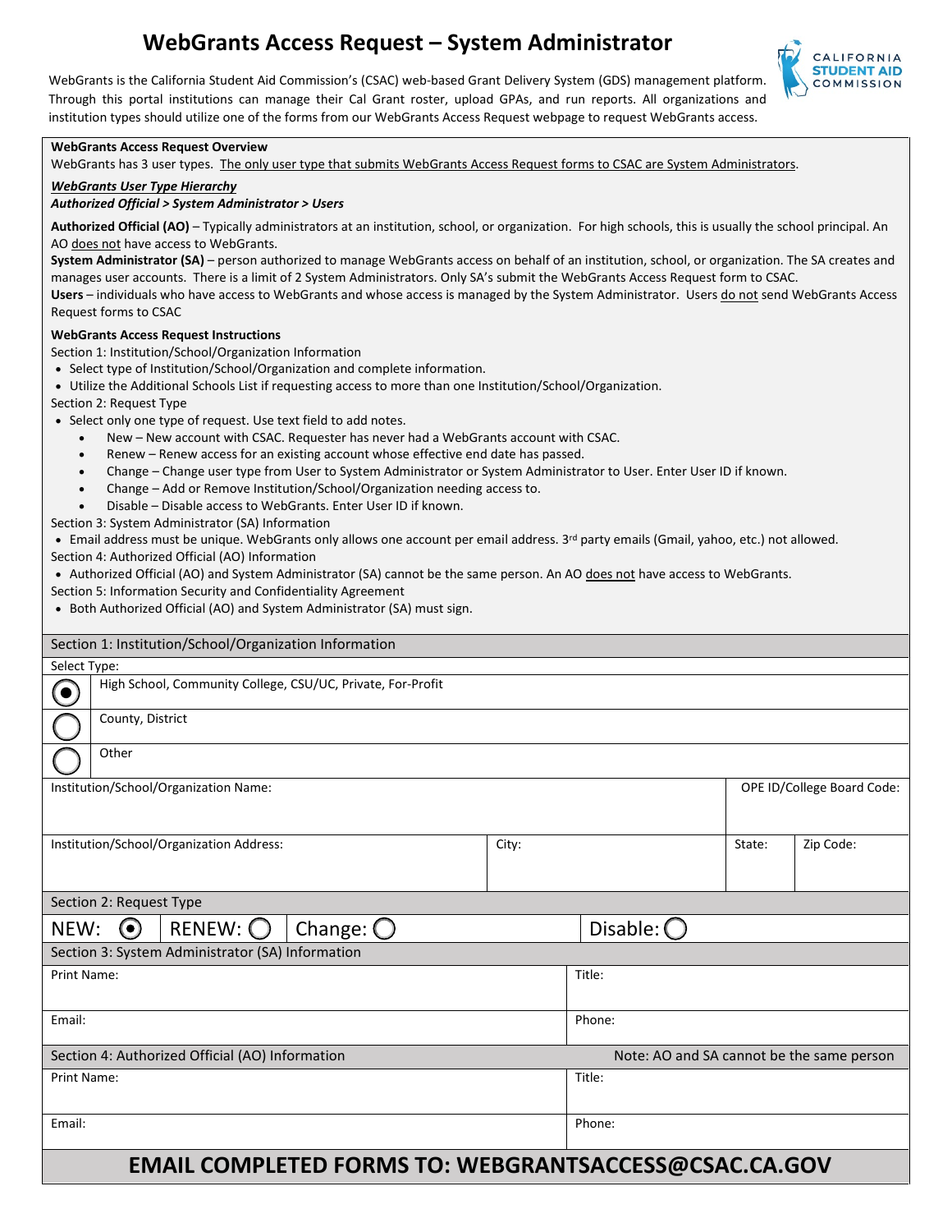# WebGrants Access Request – System Administrator

WebGrants is the California Student Aid Commission's (CSAC) web-based Grant Delivery System (GDS) management platform. Through this portal institutions can manage their Cal Grant roster, upload GPAs, and run reports. All organizations and institution types should utilize one of the forms from our WebGrants Access Request webpage to request WebGrants access.

**WebGrants Access Request Overview**

WebGrants has 3 user types. The only user type that submits WebGrants Access Request forms to CSAC are System Administrators.

***WebGrants User Type Hierarchy***

***Authorized Official > System Administrator > Users***

**Authorized Official (AO)** – Typically administrators at an institution, school, or organization. For high schools, this is usually the school principal. An AO does not have access to WebGrants.

**System Administrator (SA)** – person authorized to manage WebGrants access on behalf of an institution, school, or organization. The SA creates and manages user accounts. There is a limit of 2 System Administrators. Only SA's submit the WebGrants Access Request form to CSAC.

**Users** – individuals who have access to WebGrants and whose access is managed by the System Administrator. Users do not send WebGrants Access Request forms to CSAC

**WebGrants Access Request Instructions**

Section 1: Institution/School/Organization Information
- Select type of Institution/School/Organization and complete information.
- Utilize the Additional Schools List if requesting access to more than one Institution/School/Organization.

Section 2: Request Type
- Select only one type of request. Use text field to add notes.
  - New – New account with CSAC. Requester has never had a WebGrants account with CSAC.
  - Renew – Renew access for an existing account whose effective end date has passed.
  - Change – Change user type from User to System Administrator or System Administrator to User. Enter User ID if known.
  - Change – Add or Remove Institution/School/Organization needing access to.
  - Disable – Disable access to WebGrants. Enter User ID if known.

Section 3: System Administrator (SA) Information
- Email address must be unique. WebGrants only allows one account per email address. 3rd party emails (Gmail, yahoo, etc.) not allowed.

Section 4: Authorized Official (AO) Information
- Authorized Official (AO) and System Administrator (SA) cannot be the same person. An AO does not have access to WebGrants.

Section 5: Information Security and Confidentiality Agreement
- Both Authorized Official (AO) and System Administrator (SA) must sign.

## Section 1: Institution/School/Organization Information

Select Type:

- (●) High School, Community College, CSU/UC, Private, For-Profit
- ( ) County, District
- ( ) Other

| | | | |
|---|---|---|---|
| Institution/School/Organization Name: | | OPE ID/College Board Code: | |
| Institution/School/Organization Address: | City: | State: | Zip Code: |

## Section 2: Request Type

NEW: (●) RENEW: ( ) Change: ( ) Disable: ( )

## Section 3: System Administrator (SA) Information

| | |
|---|---|
| Print Name: | Title: |
| Email: | Phone: |

## Section 4: Authorized Official (AO) Information

Note: AO and SA cannot be the same person

| | |
|---|---|
| Print Name: | Title: |
| Email: | Phone: |

**EMAIL COMPLETED FORMS TO: WEBGRANTSACCESS@CSAC.CA.GOV**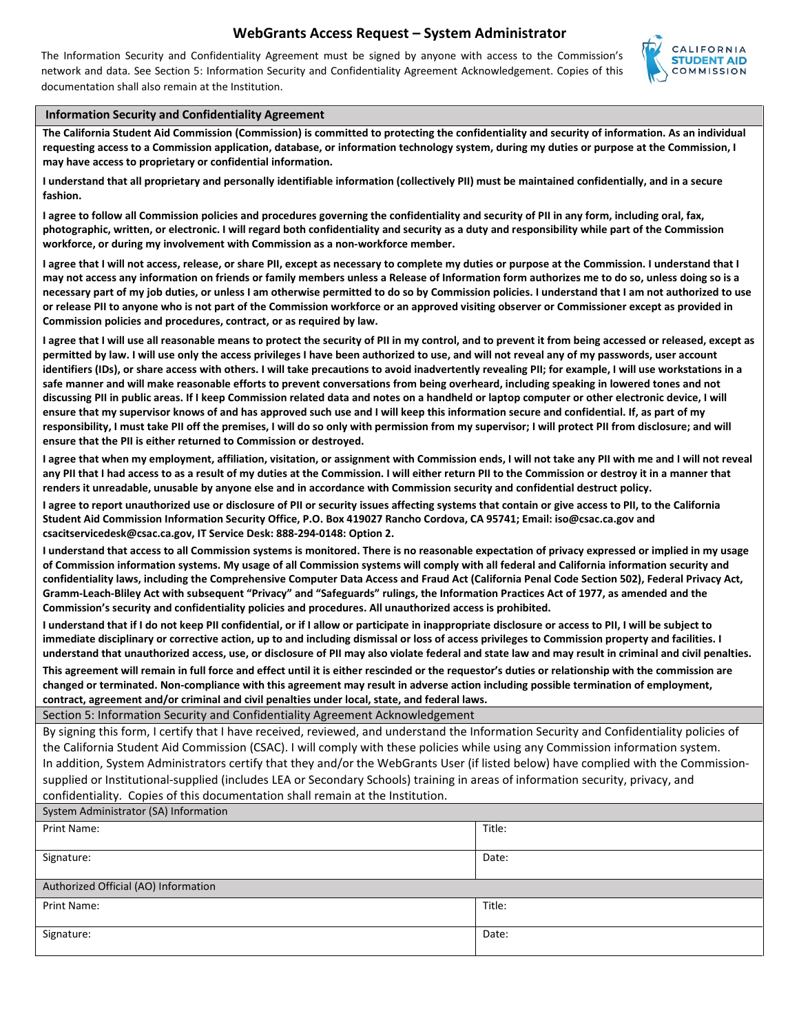# WebGrants Access Request – System Administrator

The Information Security and Confidentiality Agreement must be signed by anyone with access to the Commission's network and data. See Section 5: Information Security and Confidentiality Agreement Acknowledgement. Copies of this documentation shall also remain at the Institution.

## Information Security and Confidentiality Agreement

**The California Student Aid Commission (Commission) is committed to protecting the confidentiality and security of information. As an individual requesting access to a Commission application, database, or information technology system, during my duties or purpose at the Commission, I may have access to proprietary or confidential information.**

**I understand that all proprietary and personally identifiable information (collectively PII) must be maintained confidentially, and in a secure fashion.**

**I agree to follow all Commission policies and procedures governing the confidentiality and security of PII in any form, including oral, fax, photographic, written, or electronic. I will regard both confidentiality and security as a duty and responsibility while part of the Commission workforce, or during my involvement with Commission as a non-workforce member.**

**I agree that I will not access, release, or share PII, except as necessary to complete my duties or purpose at the Commission. I understand that I may not access any information on friends or family members unless a Release of Information form authorizes me to do so, unless doing so is a necessary part of my job duties, or unless I am otherwise permitted to do so by Commission policies. I understand that I am not authorized to use or release PII to anyone who is not part of the Commission workforce or an approved visiting observer or Commissioner except as provided in Commission policies and procedures, contract, or as required by law.**

**I agree that I will use all reasonable means to protect the security of PII in my control, and to prevent it from being accessed or released, except as permitted by law. I will use only the access privileges I have been authorized to use, and will not reveal any of my passwords, user account identifiers (IDs), or share access with others. I will take precautions to avoid inadvertently revealing PII; for example, I will use workstations in a safe manner and will make reasonable efforts to prevent conversations from being overheard, including speaking in lowered tones and not discussing PII in public areas. If I keep Commission related data and notes on a handheld or laptop computer or other electronic device, I will ensure that my supervisor knows of and has approved such use and I will keep this information secure and confidential. If, as part of my responsibility, I must take PII off the premises, I will do so only with permission from my supervisor; I will protect PII from disclosure; and will ensure that the PII is either returned to Commission or destroyed.**

**I agree that when my employment, affiliation, visitation, or assignment with Commission ends, I will not take any PII with me and I will not reveal any PII that I had access to as a result of my duties at the Commission. I will either return PII to the Commission or destroy it in a manner that renders it unreadable, unusable by anyone else and in accordance with Commission security and confidential destruct policy.**

**I agree to report unauthorized use or disclosure of PII or security issues affecting systems that contain or give access to PII, to the California Student Aid Commission Information Security Office, P.O. Box 419027 Rancho Cordova, CA 95741; Email: iso@csac.ca.gov and csacitservicedesk@csac.ca.gov, IT Service Desk: 888-294-0148: Option 2.**

**I understand that access to all Commission systems is monitored. There is no reasonable expectation of privacy expressed or implied in my usage of Commission information systems. My usage of all Commission systems will comply with all federal and California information security and confidentiality laws, including the Comprehensive Computer Data Access and Fraud Act (California Penal Code Section 502), Federal Privacy Act, Gramm-Leach-Bliley Act with subsequent "Privacy" and "Safeguards" rulings, the Information Practices Act of 1977, as amended and the Commission's security and confidentiality policies and procedures. All unauthorized access is prohibited.**

**I understand that if I do not keep PII confidential, or if I allow or participate in inappropriate disclosure or access to PII, I will be subject to immediate disciplinary or corrective action, up to and including dismissal or loss of access privileges to Commission property and facilities. I understand that unauthorized access, use, or disclosure of PII may also violate federal and state law and may result in criminal and civil penalties.**

**This agreement will remain in full force and effect until it is either rescinded or the requestor's duties or relationship with the commission are changed or terminated. Non-compliance with this agreement may result in adverse action including possible termination of employment, contract, agreement and/or criminal and civil penalties under local, state, and federal laws.**

## Section 5: Information Security and Confidentiality Agreement Acknowledgement

By signing this form, I certify that I have received, reviewed, and understand the Information Security and Confidentiality policies of the California Student Aid Commission (CSAC). I will comply with these policies while using any Commission information system. In addition, System Administrators certify that they and/or the WebGrants User (if listed below) have complied with the Commission-supplied or Institutional-supplied (includes LEA or Secondary Schools) training in areas of information security, privacy, and confidentiality. Copies of this documentation shall remain at the Institution.

| System Administrator (SA) Information | |
|---|---|
| Print Name: | Title: |
| Signature: | Date: |

| Authorized Official (AO) Information | |
|---|---|
| Print Name: | Title: |
| Signature: | Date: |